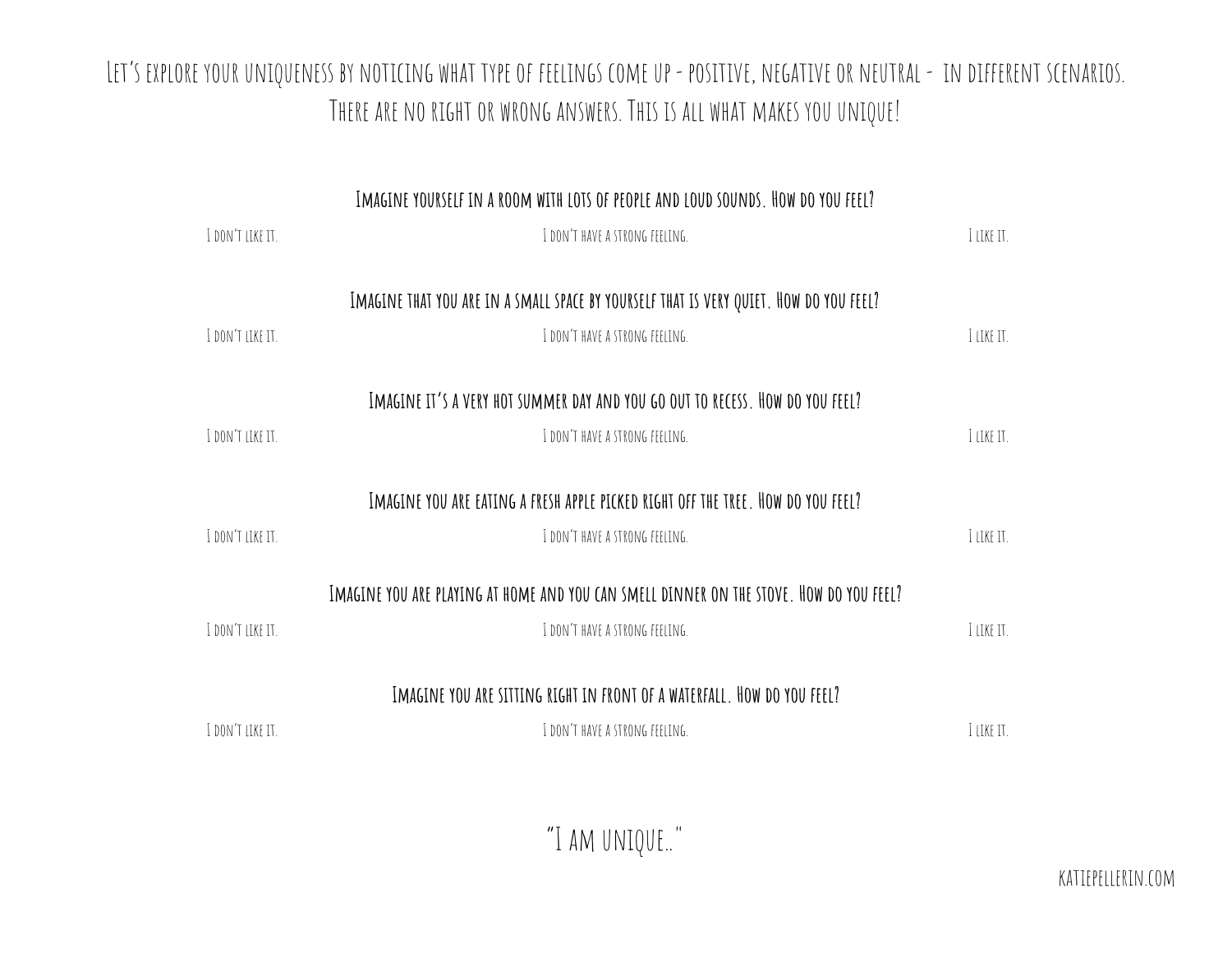Let's explore your uniqueness by noticing what type of feelings come up - positive, negative or neutral - in different scenarios. There are no right or wrong answers. This is all what makes you unique!

**Imagine yourself in a room with lots of people and loud sounds. How do you feel?**

| I don't like it. | I don't have a strong feeling. | I like it. |
|---|---|---|

**Imagine that you are in a small space by yourself that is very quiet. How do you feel?**

| I don't like it. | I don't have a strong feeling. | I like it. |
|---|---|---|

**Imagine it's a very hot summer day and you go out to recess. How do you feel?**

| I don't like it. | I don't have a strong feeling. | I like it. |
|---|---|---|

**Imagine you are eating a fresh apple picked right off the tree. How do you feel?**

| I don't like it. | I don't have a strong feeling. | I like it. |
|---|---|---|

**Imagine you are playing at home and you can smell dinner on the stove. How do you feel?**

| I don't like it. | I don't have a strong feeling. | I like it. |
|---|---|---|

**Imagine you are sitting right in front of a waterfall. How do you feel?**

| I don't like it. | I don't have a strong feeling. | I like it. |
|---|---|---|

"I am unique.."

katiepellerin.com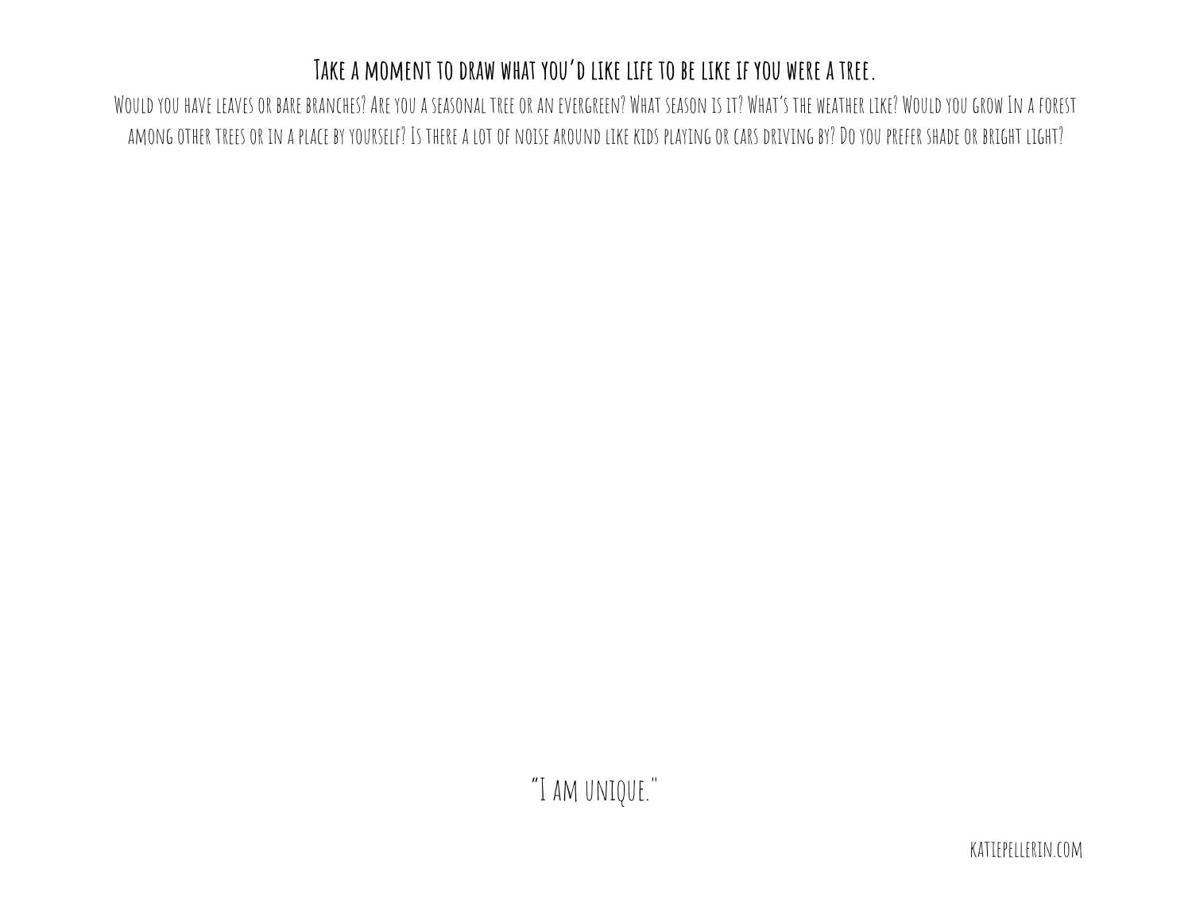## Take a moment to draw what you'd like life to be like if you were a tree.

Would you have leaves or bare branches? Are you a seasonal tree or an evergreen? What season is it? What's the weather like? Would you grow In a forest among other trees or in a place by yourself? Is there a lot of noise around like kids playing or cars driving by? Do you prefer shade or bright light?

"I am unique."

katiepellerin.com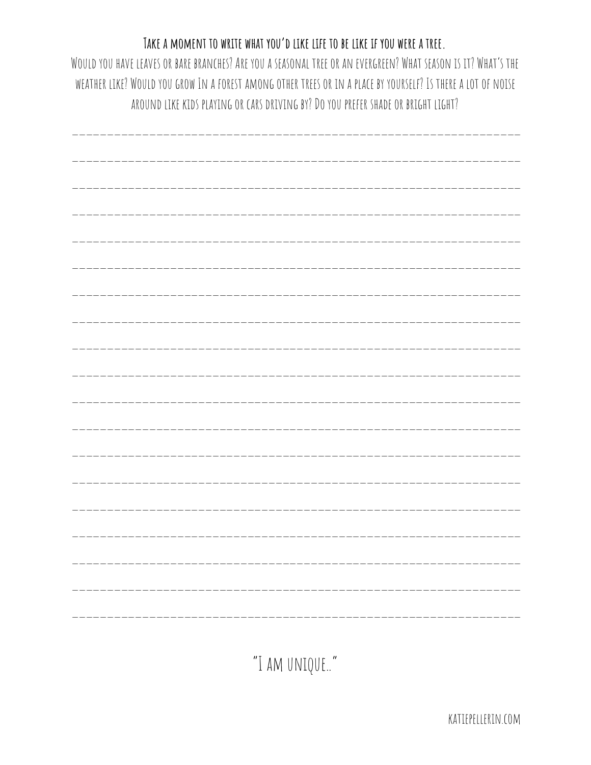## Take a moment to write what you'd like life to be like if you were a tree.

Would you have leaves or bare branches? Are you a seasonal tree or an evergreen? What season is it? What's the weather like? Would you grow In a forest among other trees or in a place by yourself? Is there a lot of noise around like kids playing or cars driving by? Do you prefer shade or bright light?

"I am unique.."

katiepellerin.com